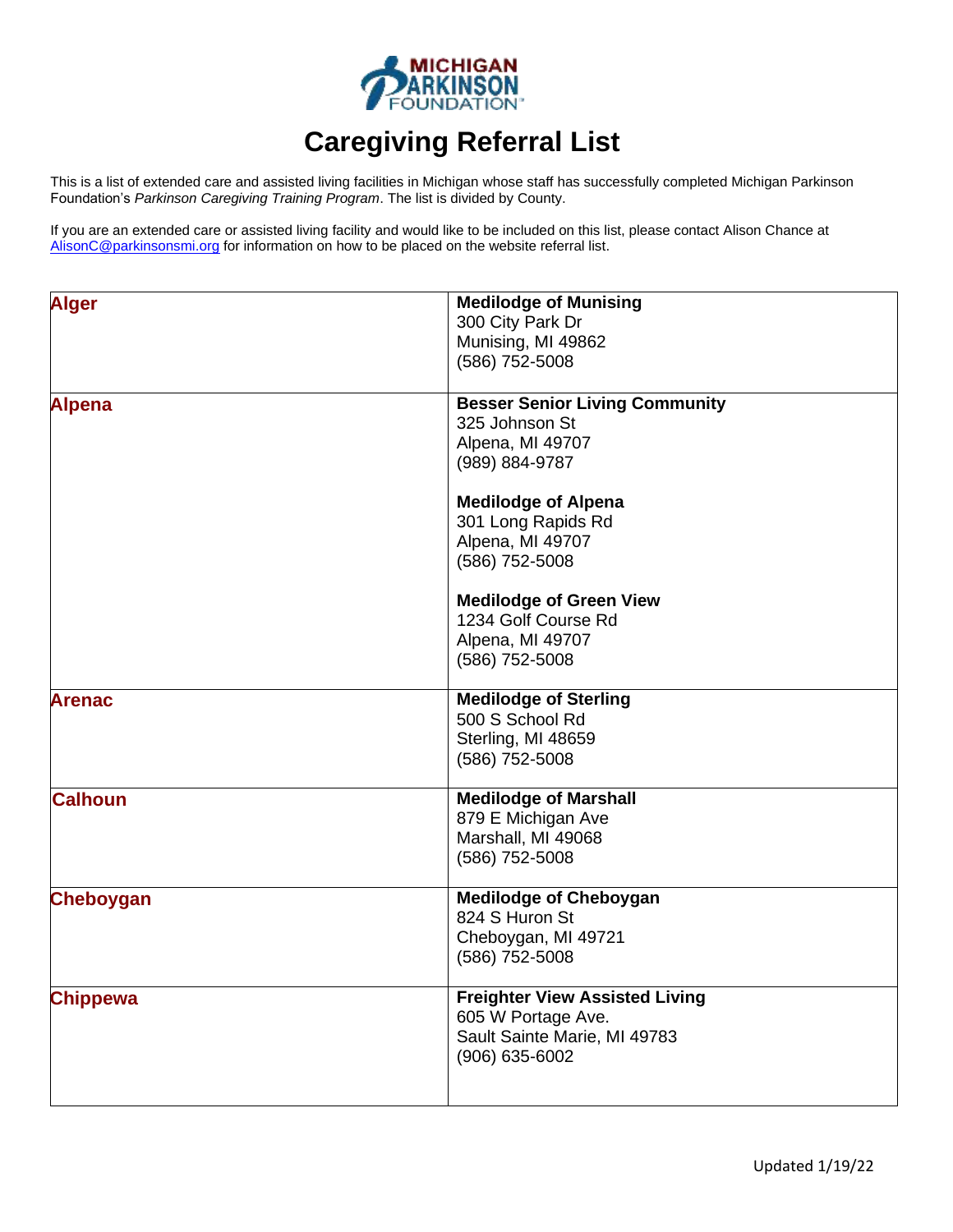# Caregiving Referral List

This is a list of extended care and assisted living facilities in Michigan whose staff has successfully completed Michigan Parkinson Foundation's *Parkinson Caregiving Training Program*. The list is divided by County.

If you are an extended care or assisted living facility and would like to be included on this list, please contact Alison Chance at AlisonC@parkinsonsmi.org for information on how to be placed on the website referral list.

| County | Facility |
|---|---|
| **Alger** | **Medilodge of Munising**<br>300 City Park Dr<br>Munising, MI 49862<br>(586) 752-5008 |
| **Alpena** | **Besser Senior Living Community**<br>325 Johnson St<br>Alpena, MI 49707<br>(989) 884-9787<br><br>**Medilodge of Alpena**<br>301 Long Rapids Rd<br>Alpena, MI 49707<br>(586) 752-5008<br><br>**Medilodge of Green View**<br>1234 Golf Course Rd<br>Alpena, MI 49707<br>(586) 752-5008 |
| **Arenac** | **Medilodge of Sterling**<br>500 S School Rd<br>Sterling, MI 48659<br>(586) 752-5008 |
| **Calhoun** | **Medilodge of Marshall**<br>879 E Michigan Ave<br>Marshall, MI 49068<br>(586) 752-5008 |
| **Cheboygan** | **Medilodge of Cheboygan**<br>824 S Huron St<br>Cheboygan, MI 49721<br>(586) 752-5008 |
| **Chippewa** | **Freighter View Assisted Living**<br>605 W Portage Ave.<br>Sault Sainte Marie, MI 49783<br>(906) 635-6002 |

Updated 1/19/22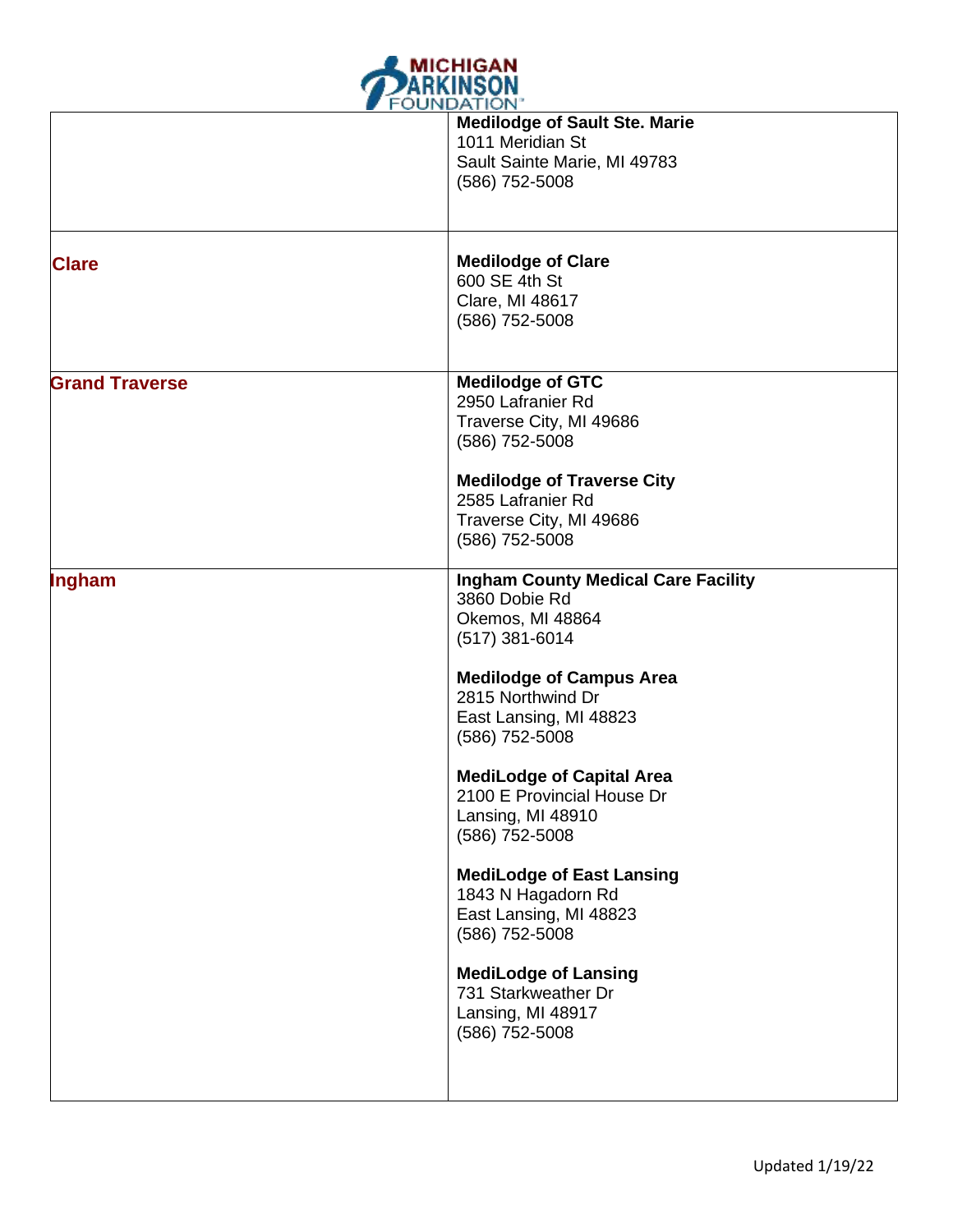| | |
|---|---|
| | **Medilodge of Sault Ste. Marie**<br>1011 Meridian St<br>Sault Sainte Marie, MI 49783<br>(586) 752-5008 |
| **Clare** | **Medilodge of Clare**<br>600 SE 4th St<br>Clare, MI 48617<br>(586) 752-5008 |
| **Grand Traverse** | **Medilodge of GTC**<br>2950 Lafranier Rd<br>Traverse City, MI 49686<br>(586) 752-5008<br><br>**Medilodge of Traverse City**<br>2585 Lafranier Rd<br>Traverse City, MI 49686<br>(586) 752-5008 |
| **Ingham** | **Ingham County Medical Care Facility**<br>3860 Dobie Rd<br>Okemos, MI 48864<br>(517) 381-6014<br><br>**Medilodge of Campus Area**<br>2815 Northwind Dr<br>East Lansing, MI 48823<br>(586) 752-5008<br><br>**MediLodge of Capital Area**<br>2100 E Provincial House Dr<br>Lansing, MI 48910<br>(586) 752-5008<br><br>**MediLodge of East Lansing**<br>1843 N Hagadorn Rd<br>East Lansing, MI 48823<br>(586) 752-5008<br><br>**MediLodge of Lansing**<br>731 Starkweather Dr<br>Lansing, MI 48917<br>(586) 752-5008 |

Updated 1/19/22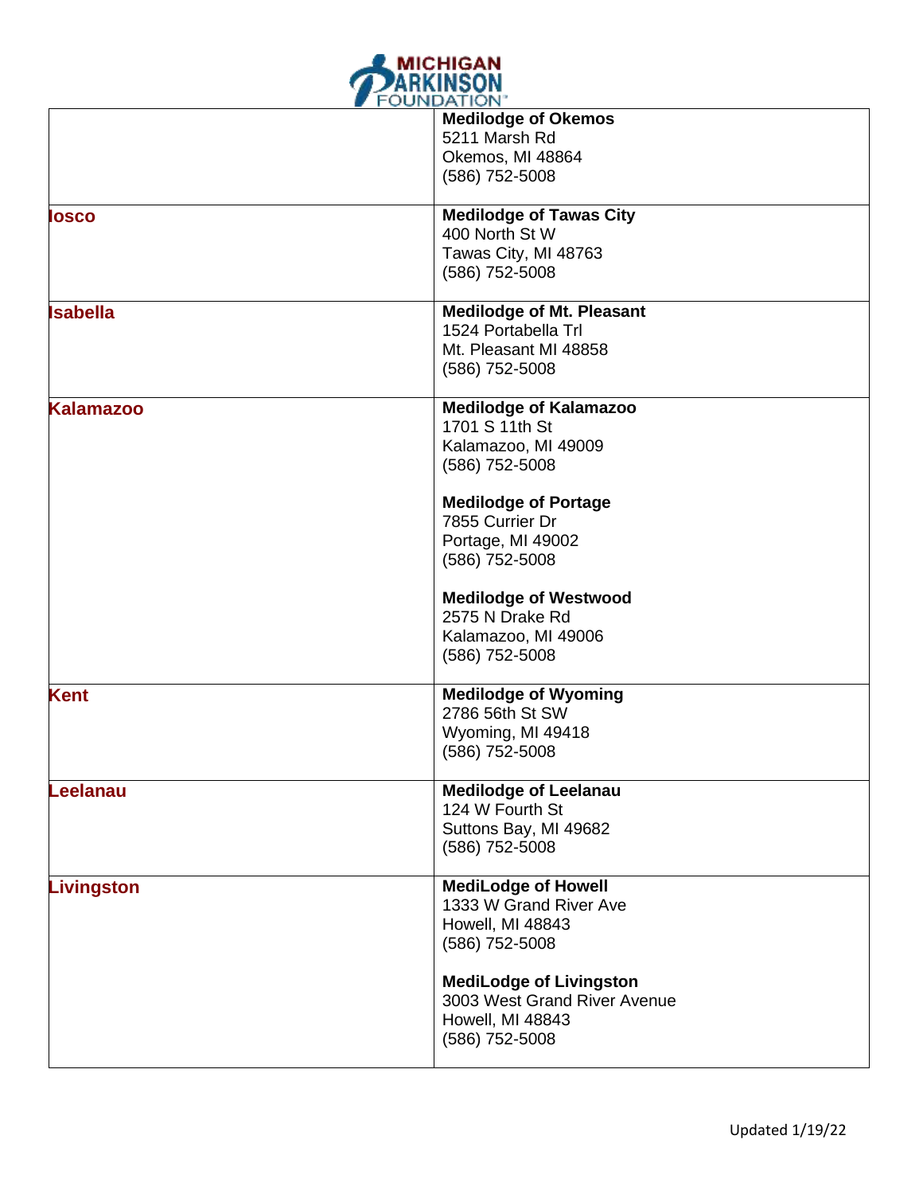| | |
|---|---|
| | **Medilodge of Okemos**<br>5211 Marsh Rd<br>Okemos, MI 48864<br>(586) 752-5008 |
| **Iosco** | **Medilodge of Tawas City**<br>400 North St W<br>Tawas City, MI 48763<br>(586) 752-5008 |
| **Isabella** | **Medilodge of Mt. Pleasant**<br>1524 Portabella Trl<br>Mt. Pleasant MI 48858<br>(586) 752-5008 |
| **Kalamazoo** | **Medilodge of Kalamazoo**<br>1701 S 11th St<br>Kalamazoo, MI 49009<br>(586) 752-5008<br><br>**Medilodge of Portage**<br>7855 Currier Dr<br>Portage, MI 49002<br>(586) 752-5008<br><br>**Medilodge of Westwood**<br>2575 N Drake Rd<br>Kalamazoo, MI 49006<br>(586) 752-5008 |
| **Kent** | **Medilodge of Wyoming**<br>2786 56th St SW<br>Wyoming, MI 49418<br>(586) 752-5008 |
| **Leelanau** | **Medilodge of Leelanau**<br>124 W Fourth St<br>Suttons Bay, MI 49682<br>(586) 752-5008 |
| **Livingston** | **MediLodge of Howell**<br>1333 W Grand River Ave<br>Howell, MI 48843<br>(586) 752-5008<br><br>**MediLodge of Livingston**<br>3003 West Grand River Avenue<br>Howell, MI 48843<br>(586) 752-5008 |

Updated 1/19/22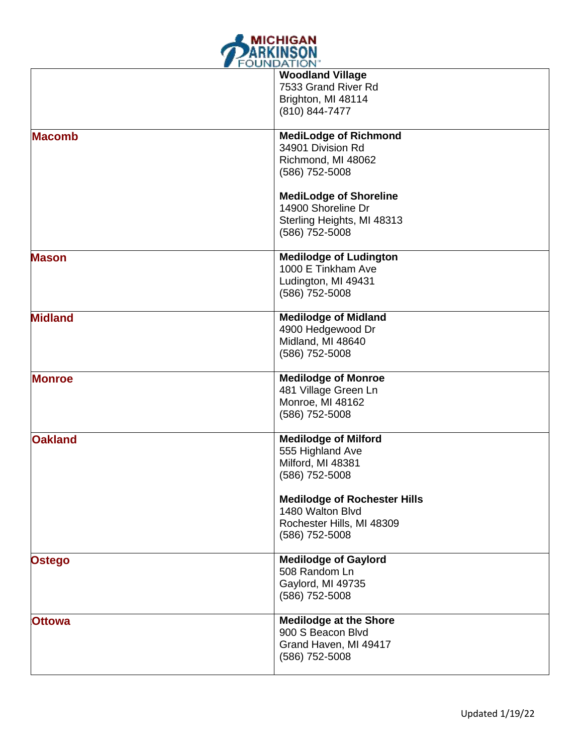| | |
|---|---|
| | **Woodland Village**<br>7533 Grand River Rd<br>Brighton, MI 48114<br>(810) 844-7477 |
| **Macomb** | **MediLodge of Richmond**<br>34901 Division Rd<br>Richmond, MI 48062<br>(586) 752-5008<br><br>**MediLodge of Shoreline**<br>14900 Shoreline Dr<br>Sterling Heights, MI 48313<br>(586) 752-5008 |
| **Mason** | **Medilodge of Ludington**<br>1000 E Tinkham Ave<br>Ludington, MI 49431<br>(586) 752-5008 |
| **Midland** | **Medilodge of Midland**<br>4900 Hedgewood Dr<br>Midland, MI 48640<br>(586) 752-5008 |
| **Monroe** | **Medilodge of Monroe**<br>481 Village Green Ln<br>Monroe, MI 48162<br>(586) 752-5008 |
| **Oakland** | **Medilodge of Milford**<br>555 Highland Ave<br>Milford, MI 48381<br>(586) 752-5008<br><br>**Medilodge of Rochester Hills**<br>1480 Walton Blvd<br>Rochester Hills, MI 48309<br>(586) 752-5008 |
| **Ostego** | **Medilodge of Gaylord**<br>508 Random Ln<br>Gaylord, MI 49735<br>(586) 752-5008 |
| **Ottowa** | **Medilodge at the Shore**<br>900 S Beacon Blvd<br>Grand Haven, MI 49417<br>(586) 752-5008 |

Updated 1/19/22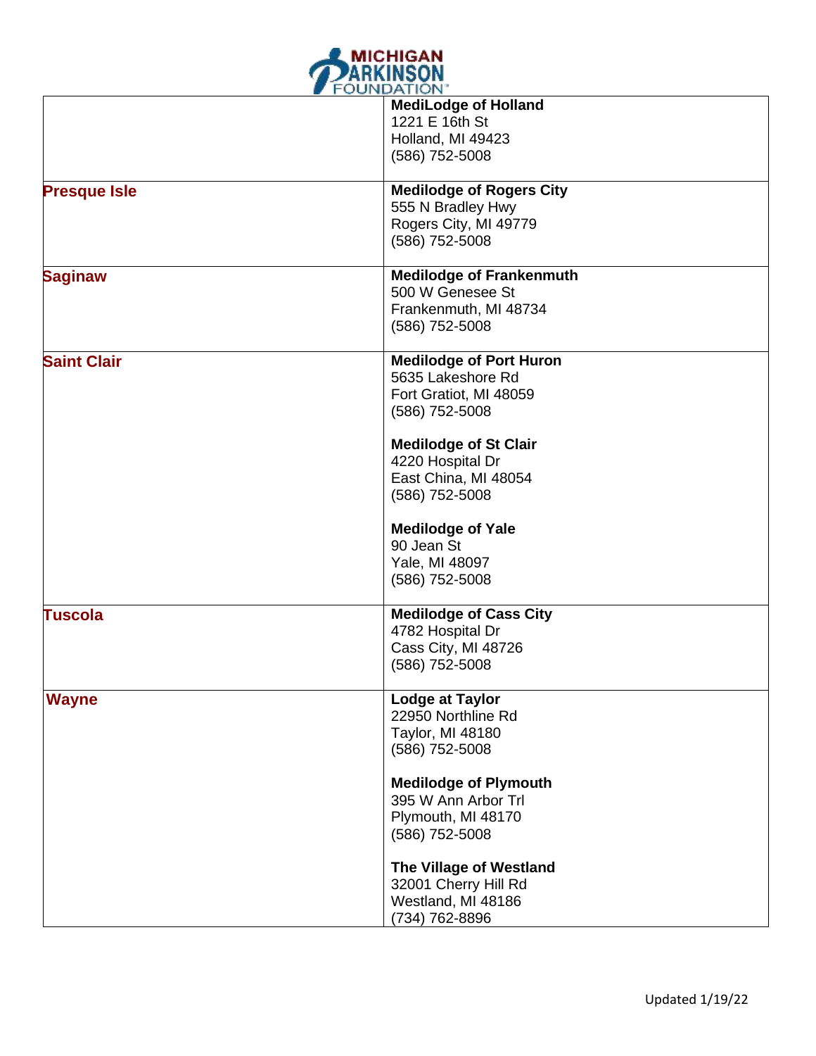| | |
|---|---|
| | **MediLodge of Holland**<br>1221 E 16th St<br>Holland, MI 49423<br>(586) 752-5008 |
| **Presque Isle** | **Medilodge of Rogers City**<br>555 N Bradley Hwy<br>Rogers City, MI 49779<br>(586) 752-5008 |
| **Saginaw** | **Medilodge of Frankenmuth**<br>500 W Genesee St<br>Frankenmuth, MI 48734<br>(586) 752-5008 |
| **Saint Clair** | **Medilodge of Port Huron**<br>5635 Lakeshore Rd<br>Fort Gratiot, MI 48059<br>(586) 752-5008<br><br>**Medilodge of St Clair**<br>4220 Hospital Dr<br>East China, MI 48054<br>(586) 752-5008<br><br>**Medilodge of Yale**<br>90 Jean St<br>Yale, MI 48097<br>(586) 752-5008 |
| **Tuscola** | **Medilodge of Cass City**<br>4782 Hospital Dr<br>Cass City, MI 48726<br>(586) 752-5008 |
| **Wayne** | **Lodge at Taylor**<br>22950 Northline Rd<br>Taylor, MI 48180<br>(586) 752-5008<br><br>**Medilodge of Plymouth**<br>395 W Ann Arbor Trl<br>Plymouth, MI 48170<br>(586) 752-5008<br><br>**The Village of Westland**<br>32001 Cherry Hill Rd<br>Westland, MI 48186<br>(734) 762-8896 |

Updated 1/19/22